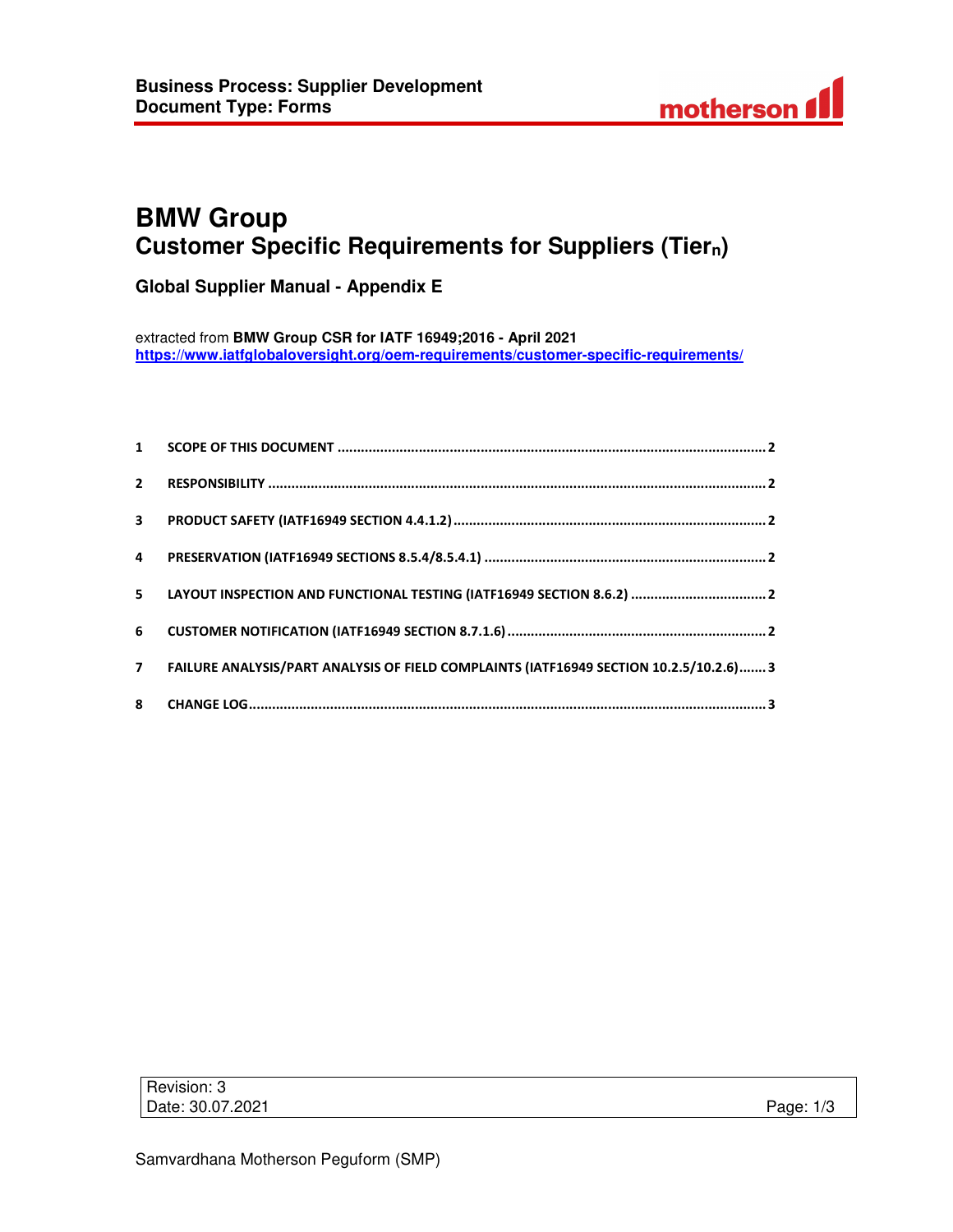# BMW Group
## Customer Specific Requirements for Suppliers (Tier$_n$)

### Global Supplier Manual - Appendix E

extracted from **BMW Group CSR for IATF 16949;2016 - April 2021**
**https://www.iatfglobaloversight.org/oem-requirements/customer-specific-requirements/**

1 SCOPE OF THIS DOCUMENT ........ 2

2 RESPONSIBILITY ........ 2

3 PRODUCT SAFETY (IATF16949 SECTION 4.4.1.2) ........ 2

4 PRESERVATION (IATF16949 SECTIONS 8.5.4/8.5.4.1) ........ 2

5 LAYOUT INSPECTION AND FUNCTIONAL TESTING (IATF16949 SECTION 8.6.2) ........ 2

6 CUSTOMER NOTIFICATION (IATF16949 SECTION 8.7.1.6) ........ 2

7 FAILURE ANALYSIS/PART ANALYSIS OF FIELD COMPLAINTS (IATF16949 SECTION 10.2.5/10.2.6) ........ 3

8 CHANGE LOG ........ 3

Revision: 3
Date: 30.07.2021

Samvardhana Motherson Peguform (SMP)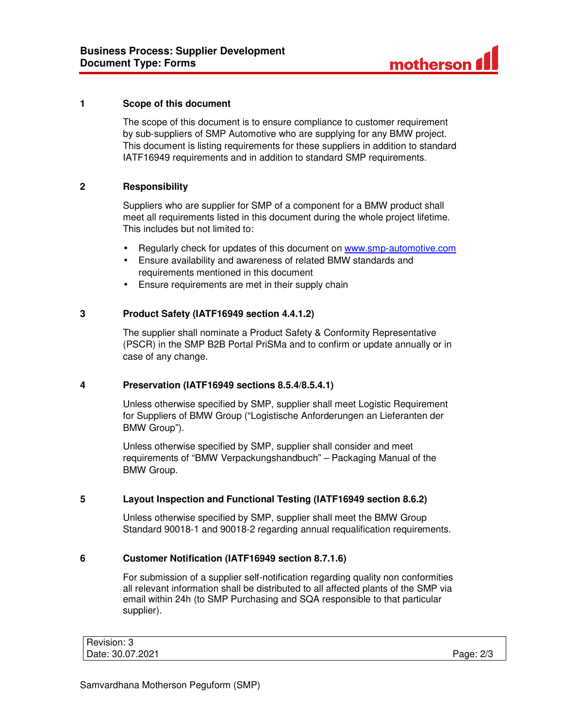## 1 Scope of this document

The scope of this document is to ensure compliance to customer requirement by sub-suppliers of SMP Automotive who are supplying for any BMW project. This document is listing requirements for these suppliers in addition to standard IATF16949 requirements and in addition to standard SMP requirements.

## 2 Responsibility

Suppliers who are supplier for SMP of a component for a BMW product shall meet all requirements listed in this document during the whole project lifetime. This includes but not limited to:

- Regularly check for updates of this document on www.smp-automotive.com
- Ensure availability and awareness of related BMW standards and requirements mentioned in this document
- Ensure requirements are met in their supply chain

## 3 Product Safety (IATF16949 section 4.4.1.2)

The supplier shall nominate a Product Safety & Conformity Representative (PSCR) in the SMP B2B Portal PriSMa and to confirm or update annually or in case of any change.

## 4 Preservation (IATF16949 sections 8.5.4/8.5.4.1)

Unless otherwise specified by SMP, supplier shall meet Logistic Requirement for Suppliers of BMW Group ("Logistische Anforderungen an Lieferanten der BMW Group").

Unless otherwise specified by SMP, supplier shall consider and meet requirements of "BMW Verpackungshandbuch" – Packaging Manual of the BMW Group.

## 5 Layout Inspection and Functional Testing (IATF16949 section 8.6.2)

Unless otherwise specified by SMP, supplier shall meet the BMW Group Standard 90018-1 and 90018-2 regarding annual requalification requirements.

## 6 Customer Notification (IATF16949 section 8.7.1.6)

For submission of a supplier self-notification regarding quality non conformities all relevant information shall be distributed to all affected plants of the SMP via email within 24h (to SMP Purchasing and SQA responsible to that particular supplier).

| Revision: 3 | |
| --- | --- |
| Date: 30.07.2021 | Page: 2/3 |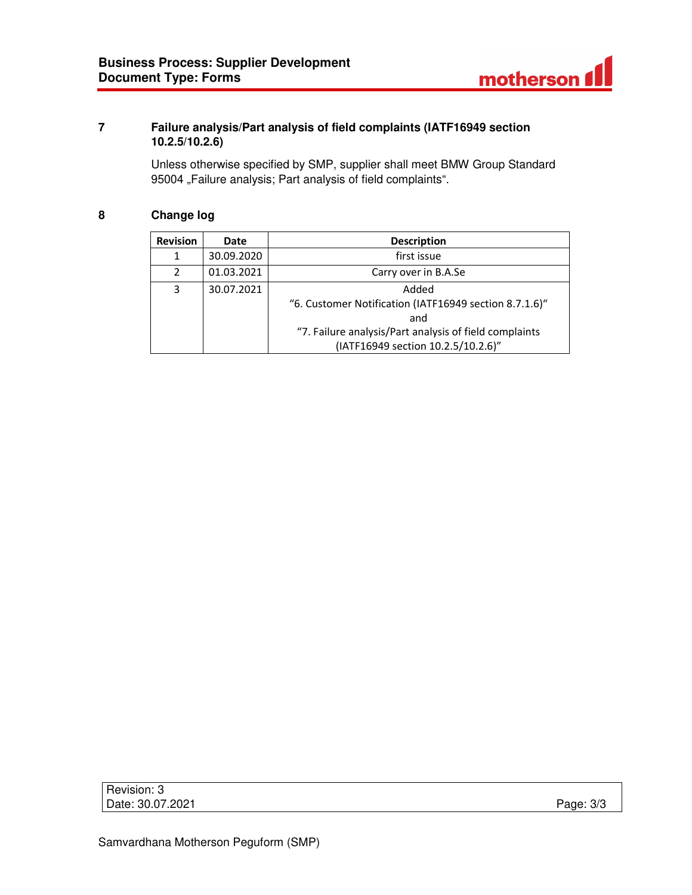## 7 Failure analysis/Part analysis of field complaints (IATF16949 section 10.2.5/10.2.6)

Unless otherwise specified by SMP, supplier shall meet BMW Group Standard 95004 „Failure analysis; Part analysis of field complaints".

## 8 Change log

| Revision | Date | Description |
|---|---|---|
| 1 | 30.09.2020 | first issue |
| 2 | 01.03.2021 | Carry over in B.A.Se |
| 3 | 30.07.2021 | Added "6. Customer Notification (IATF16949 section 8.7.1.6)" and "7. Failure analysis/Part analysis of field complaints (IATF16949 section 10.2.5/10.2.6)" |

Revision: 3
Date: 30.07.2021

Samvardhana Motherson Peguform (SMP)